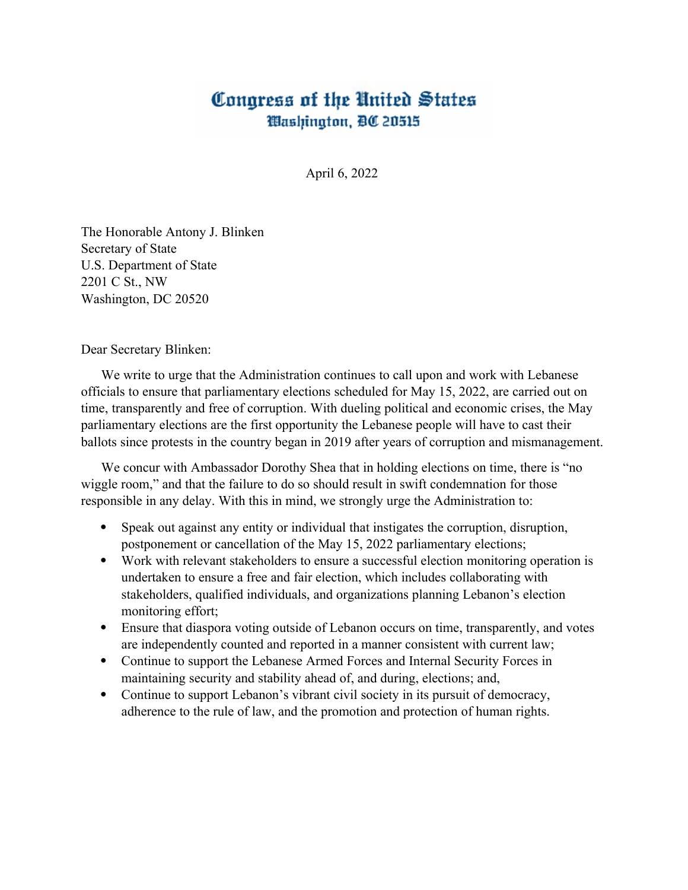# Congress of the United States
## Washington, DC 20515

April 6, 2022

The Honorable Antony J. Blinken
Secretary of State
U.S. Department of State
2201 C St., NW
Washington, DC 20520

Dear Secretary Blinken:

We write to urge that the Administration continues to call upon and work with Lebanese officials to ensure that parliamentary elections scheduled for May 15, 2022, are carried out on time, transparently and free of corruption. With dueling political and economic crises, the May parliamentary elections are the first opportunity the Lebanese people will have to cast their ballots since protests in the country began in 2019 after years of corruption and mismanagement.

We concur with Ambassador Dorothy Shea that in holding elections on time, there is "no wiggle room," and that the failure to do so should result in swift condemnation for those responsible in any delay. With this in mind, we strongly urge the Administration to:

- Speak out against any entity or individual that instigates the corruption, disruption, postponement or cancellation of the May 15, 2022 parliamentary elections;
- Work with relevant stakeholders to ensure a successful election monitoring operation is undertaken to ensure a free and fair election, which includes collaborating with stakeholders, qualified individuals, and organizations planning Lebanon's election monitoring effort;
- Ensure that diaspora voting outside of Lebanon occurs on time, transparently, and votes are independently counted and reported in a manner consistent with current law;
- Continue to support the Lebanese Armed Forces and Internal Security Forces in maintaining security and stability ahead of, and during, elections; and,
- Continue to support Lebanon's vibrant civil society in its pursuit of democracy, adherence to the rule of law, and the promotion and protection of human rights.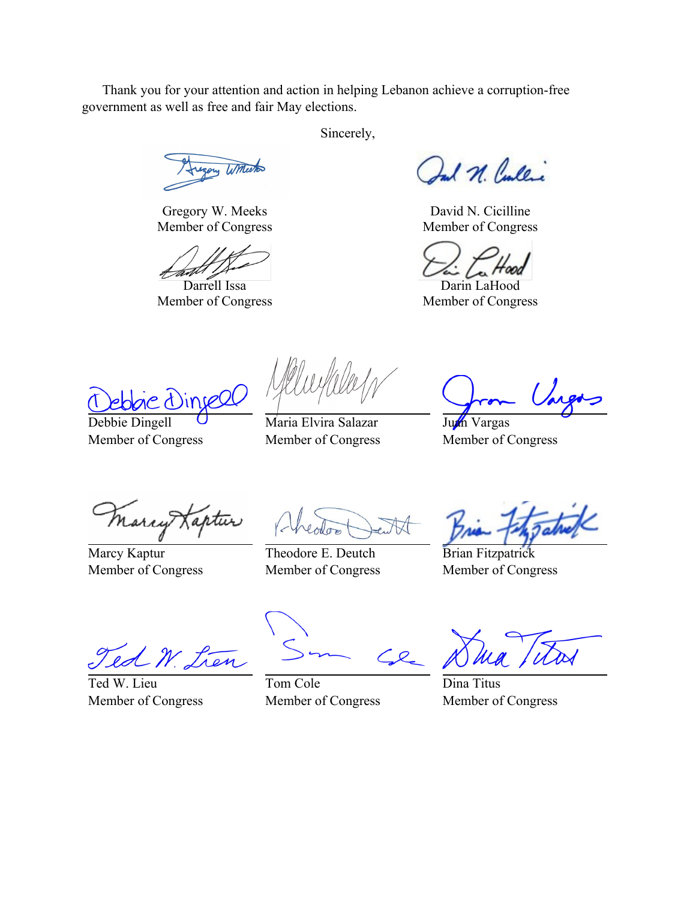Thank you for your attention and action in helping Lebanon achieve a corruption-free government as well as free and fair May elections.

Sincerely,

Gregory W. Meeks
Member of Congress

David N. Cicilline
Member of Congress

Darrell Issa
Member of Congress

Darin LaHood
Member of Congress

Debbie Dingell
Member of Congress

Maria Elvira Salazar
Member of Congress

Juan Vargas
Member of Congress

Marcy Kaptur
Member of Congress

Theodore E. Deutch
Member of Congress

Brian Fitzpatrick
Member of Congress

Ted W. Lieu
Member of Congress

Tom Cole
Member of Congress

Dina Titus
Member of Congress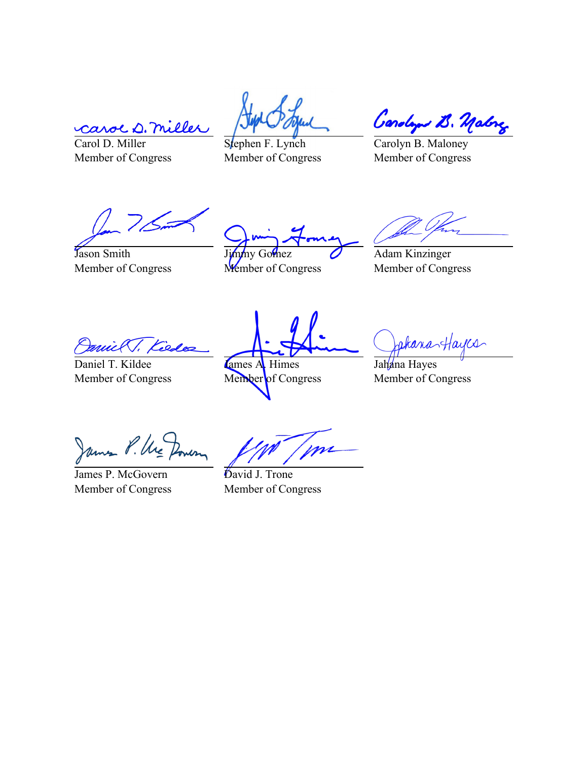Carol D. Miller
Member of Congress

Stephen F. Lynch
Member of Congress

Carolyn B. Maloney
Member of Congress

Jason Smith
Member of Congress

Jimmy Gomez
Member of Congress

Adam Kinzinger
Member of Congress

Daniel T. Kildee
Member of Congress

James A. Himes
Member of Congress

Jahana Hayes
Member of Congress

James P. McGovern
Member of Congress

David J. Trone
Member of Congress